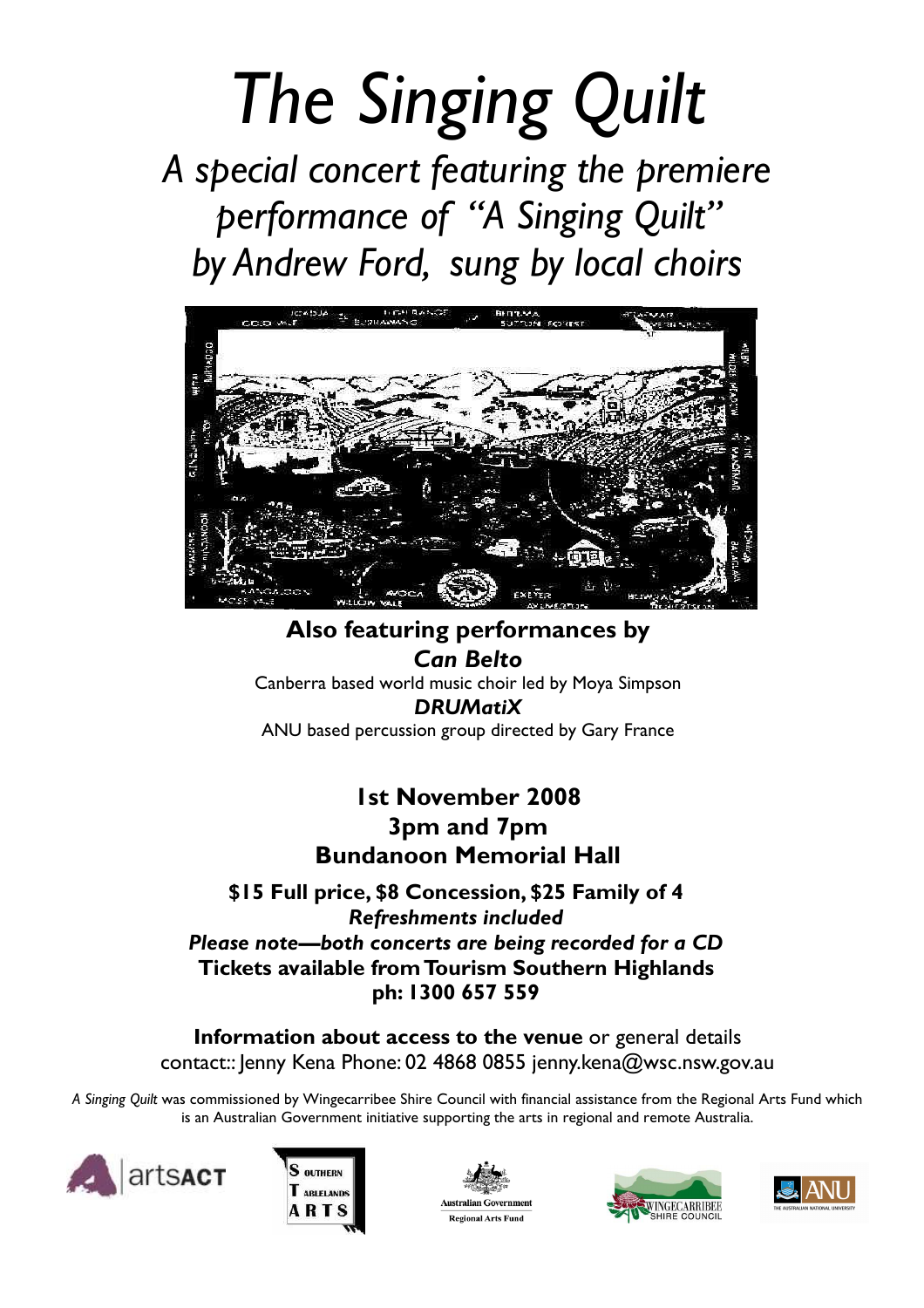# *The Singing Quilt*

## *A special concert featuring the premiere performance of "A Singing Quilt" by Andrew Ford, sung by local choirs*

**Also featuring performances by**

***Can Belto***

Canberra based world music choir led by Moya Simpson

***DRUMatiX***

ANU based percussion group directed by Gary France

**1st November 2008**
**3pm and 7pm**
**Bundanoon Memorial Hall**

**$15 Full price, $8 Concession, $25 Family of 4**
***Refreshments included***
***Please note—both concerts are being recorded for a CD***
**Tickets available from Tourism Southern Highlands**
**ph: 1300 657 559**

**Information about access to the venue** or general details
contact:: Jenny Kena Phone: 02 4868 0855 jenny.kena@wsc.nsw.gov.au

*A Singing Quilt* was commissioned by Wingecarribee Shire Council with financial assistance from the Regional Arts Fund which is an Australian Government initiative supporting the arts in regional and remote Australia.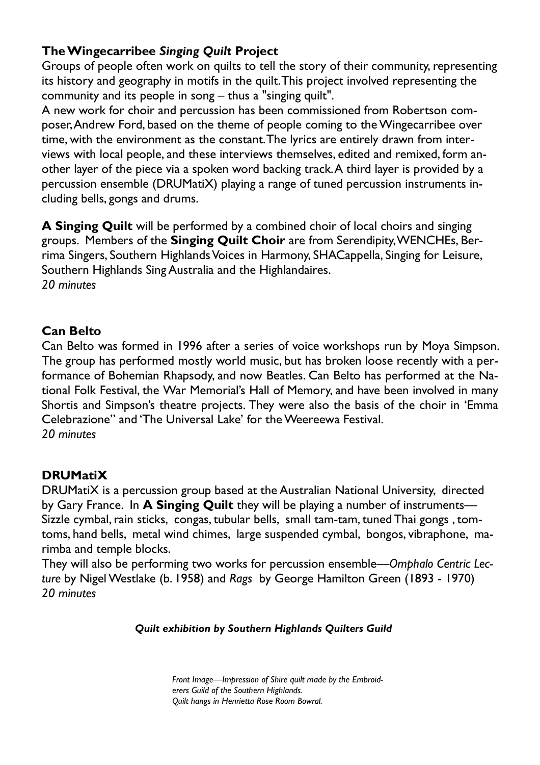### The Wingecarribee *Singing Quilt* Project

Groups of people often work on quilts to tell the story of their community, representing its history and geography in motifs in the quilt. This project involved representing the community and its people in song – thus a "singing quilt".

A new work for choir and percussion has been commissioned from Robertson composer, Andrew Ford, based on the theme of people coming to the Wingecarribee over time, with the environment as the constant. The lyrics are entirely drawn from interviews with local people, and these interviews themselves, edited and remixed, form another layer of the piece via a spoken word backing track. A third layer is provided by a percussion ensemble (DRUMatiX) playing a range of tuned percussion instruments including bells, gongs and drums.

**A Singing Quilt** will be performed by a combined choir of local choirs and singing groups. Members of the **Singing Quilt Choir** are from Serendipity, WENCHEs, Berrima Singers, Southern Highlands Voices in Harmony, SHACappella, Singing for Leisure, Southern Highlands Sing Australia and the Highlandaires.

*20 minutes*

### Can Belto

Can Belto was formed in 1996 after a series of voice workshops run by Moya Simpson. The group has performed mostly world music, but has broken loose recently with a performance of Bohemian Rhapsody, and now Beatles. Can Belto has performed at the National Folk Festival, the War Memorial's Hall of Memory, and have been involved in many Shortis and Simpson's theatre projects. They were also the basis of the choir in 'Emma Celebrazione" and 'The Universal Lake' for the Weereewa Festival.

*20 minutes*

### DRUMatiX

DRUMatiX is a percussion group based at the Australian National University, directed by Gary France. In **A Singing Quilt** they will be playing a number of instruments—Sizzle cymbal, rain sticks, congas, tubular bells, small tam-tam, tuned Thai gongs , tom-toms, hand bells, metal wind chimes, large suspended cymbal, bongos, vibraphone, marimba and temple blocks.

They will also be performing two works for percussion ensemble—*Omphalo Centric Lecture* by Nigel Westlake (b. 1958) and *Rags* by George Hamilton Green (1893 - 1970)

*20 minutes*

***Quilt exhibition by Southern Highlands Quilters Guild***

*Front Image—Impression of Shire quilt made by the Embroiderers Guild of the Southern Highlands.*
*Quilt hangs in Henrietta Rose Room Bowral.*